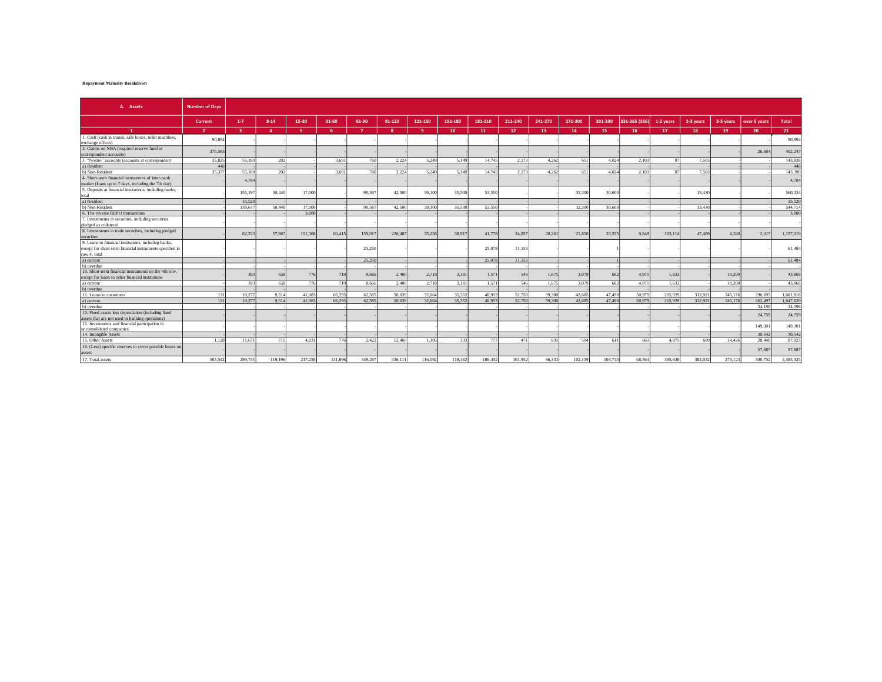**Repayment Maturity Breakdown**

| A. Assets | Number of Days | | | | | | | | | | | | | | | | | | | |
|---|---|---|---|---|---|---|---|---|---|---|---|---|---|---|---|---|---|---|---|---|
| | Current | 1-7 | 8-14 | 15-30 | 31-60 | 61-90 | 91-120 | 121-150 | 151-180 | 181-210 | 211-240 | 241-270 | 271-300 | 301-330 | 331-365 (366) | 1-2 years | 2-3 years | 3-5 years | over 5 years | Total |
| 1 | 2 | 3 | 4 | 5 | 6 | 7 | 8 | 9 | 10 | 11 | 12 | 13 | 14 | 15 | 16 | 17 | 18 | 19 | 20 | 21 |
| 1. Cash (cash in transit, safe boxes, teller machines, exchange offices) | 90,894 | - | - | - | - | - | - | - | - | - | - | - | - | - | - | - | - | - | - | 90,894 |
| 2. Claims on NBA (required reserve fund or correspondent accounts) | 375,563 | - | - | - | - | - | - | - | - | - | - | - | - | - | - | - | - | - | 26,684 | 402,247 |
| 3. "Nostro" accounts (accounts at correspondent | 35,825 | 55,189 | 202 | - | 3,691 | 760 | 2,224 | 5,249 | 5,149 | 14,745 | 2,173 | 4,262 | 651 | 4,024 | 2,103 | 87 | 7,503 | - | - | 143,838 |
| a) Resident | 448 | - | - | - | - | - | - | - | - | - | - | - | - | - | - | - | - | - | - | 448 |
| b) Non-Resident | 35,377 | 55,189 | 202 | - | 3,691 | 760 | 2,224 | 5,249 | 5,149 | 14,745 | 2,173 | 4,262 | 651 | 4,024 | 2,103 | 87 | 7,503 | - | - | 143,390 |
| 4. Short-term financial instruments of inter-bank market (loans up to 7 days, including the 7th day) | 4,784 | - | - | - | - | - | - | - | - | - | - | - | - | - | - | - | - | - | - | 4,784 |
| 5. Deposits at financial institutions, including banks, total | - | 155,197 | 50,440 | 17,000 | - | 90,587 | 42,500 | 39,100 | 35,530 | 53,550 | - | - | 32,300 | 30,600 | - | - | 13,430 | - | - | 560,234 |
| a) Resident | - | 15,520 | - | - | - | - | - | - | - | - | - | - | - | - | - | - | - | - | - | 15,520 |
| b) Non-Resident | - | 139,677 | 50,440 | 17,000 | - | 90,587 | 42,500 | 39,100 | 35,530 | 53,550 | - | - | 32,300 | 30,600 | - | - | 13,430 | - | - | 544,714 |
| 6. The reverse REPO transactions | - | - | - | 3,000 | - | - | - | - | - | - | - | - | - | - | - | - | - | - | - | 3,000 |
| 7. Investments in securities, including securities pledged as collateral | - | - | - | - | - | - | - | - | - | - | - | - | - | - | - | - | - | - | - | - |
| 8. Investments in trade securities, including pledged securities | - | 62,223 | 57,667 | 151,368 | 60,415 | 159,017 | 226,487 | 35,256 | 38,917 | 41,778 | 34,857 | 20,261 | 21,850 | 20,335 | 9,848 | 163,114 | 47,489 | 4,320 | 2,017 | 1,157,219 |
| 9. Loans to financial institutions, including banks, except for short-term financial instruments specified in row 4, total | - | - | - | - | - | 25,250 | - | - | - | 25,078 | 11,155 | - | - | 1 | - | - | - | - | - | 61,484 |
| a) current | - | - | - | - | - | 25,250 | - | - | - | 25,078 | 11,155 | - | - | 1 | - | - | - | - | - | 61,484 |
| b) overdue | - | - | - | - | - | - | - | - | - | - | - | - | - | - | - | - | - | - | - | - |
| 10. Short-term financial instruments on the 4th row, except for loans to other financial institutions | - | 393 | 658 | 776 | 719 | 8,666 | 2,400 | 2,718 | 3,181 | 1,571 | 546 | 1,675 | 3,079 | 682 | 4,971 | 1,633 | - | 10,200 | - | 43,868 |
| a) current | - | 393 | 658 | 776 | 719 | 8,666 | 2,400 | 2,718 | 3,181 | 1,571 | 546 | 1,675 | 3,079 | 682 | 4,971 | 1,633 | - | 10,200 | - | 43,868 |
| b) overdue | - | - | - | - | - | - | - | - | - | - | - | - | - | - | - | - | - | - | - | - |
| 11. Loans to customers | 131 | 10,277 | 9,514 | 41,083 | 66,295 | 62,585 | 50,039 | 32,664 | 35,352 | 48,953 | 52,750 | 59,300 | 43,685 | 47,490 | 50,979 | 215,929 | 312,921 | 245,176 | 296,695 | 1,681,818 |
| a) current | 131 | 10,277 | 9,514 | 41,083 | 66,295 | 62,585 | 50,039 | 32,664 | 35,352 | 48,953 | 52,750 | 59,300 | 43,685 | 47,490 | 50,979 | 215,929 | 312,921 | 245,176 | 262,497 | 1,647,620 |
| b) overdue | - | - | - | - | - | - | - | - | - | - | - | - | - | - | - | - | - | - | 34,198 | 34,198 |
| 10. Fixed assets less depreciation (including fixed assets that are not used in banking operations) | - | - | - | - | - | - | - | - | - | - | - | - | - | - | - | - | - | - | 24,759 | 24,759 |
| 11. Investments and financial participation in unconsolidated companies | - | - | - | - | - | - | - | - | - | - | - | - | - | - | - | - | - | - | 149,301 | 149,301 |
| 14. Intangible Assets | - | - | - | - | - | - | - | - | - | - | - | - | - | - | - | - | - | - | 30,542 | 30,542 |
| 15. Other Assets | 1,128 | 11,671 | 715 | 4,031 | 776 | 2,422 | 12,460 | 1,105 | 333 | 777 | 471 | 835 | 594 | 611 | 663 | 4,875 | 689 | 14,426 | 28,440 | 87,023 |
| 16. (Less) specific reserves to cover possible losses on assets | - | - | - | - | - | - | - | - | - | - | - | - | - | - | - | - | - | - | 57,687 | 57,687 |
| 17. Total assets | 503,542 | 299,735 | 119,196 | 217,258 | 131,896 | 349,287 | 336,111 | 116,092 | 118,462 | 186,452 | 101,952 | 86,333 | 102,159 | 103,743 | 68,564 | 385,638 | 382,032 | 274,123 | 500,752 | 4,383,325 |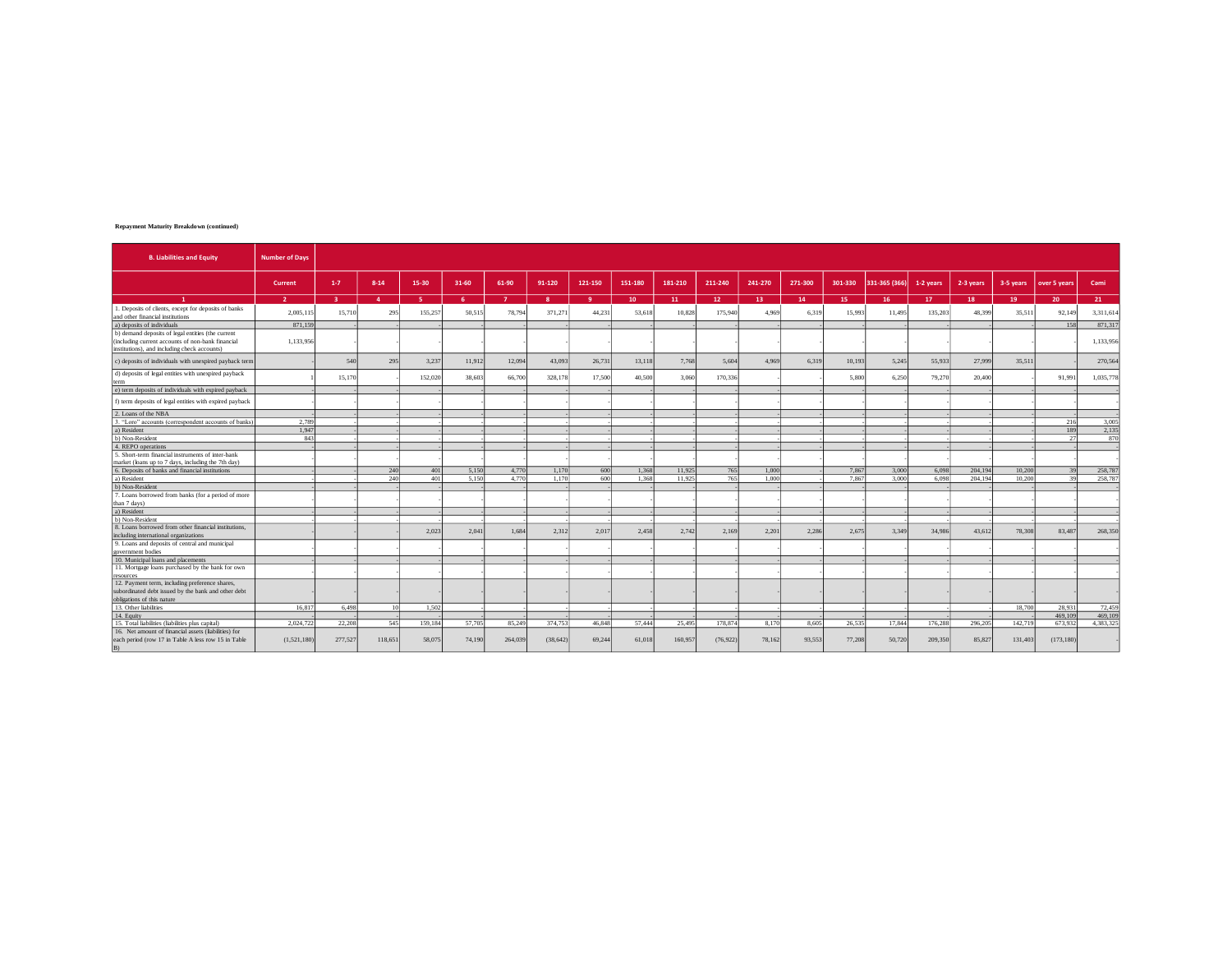**Repayment Maturity Breakdown (continued)**

| B. Liabilities and Equity | Number of Days | | | | | | | | | | | | | | | | | | | |
|---|---|---|---|---|---|---|---|---|---|---|---|---|---|---|---|---|---|---|---|---|
| | Current | 1-7 | 8-14 | 15-30 | 31-60 | 61-90 | 91-120 | 121-150 | 151-180 | 181-210 | 211-240 | 241-270 | 271-300 | 301-330 | 331-365 (366) | 1-2 years | 2-3 years | 3-5 years | over 5 years | Cami |
| 1 | 2 | 3 | 4 | 5 | 6 | 7 | 8 | 9 | 10 | 11 | 12 | 13 | 14 | 15 | 16 | 17 | 18 | 19 | 20 | 21 |
| 1. Deposits of clients, except for deposits of banks and other financial institutions | 2,005,115 | 15,710 | 295 | 155,257 | 50,515 | 78,794 | 371,271 | 44,231 | 53,618 | 10,828 | 175,940 | 4,969 | 6,319 | 15,993 | 11,495 | 135,203 | 48,399 | 35,511 | 92,149 | 3,311,614 |
| a) deposits of individuals | 871,159 | - | - | - | - | - | - | - | - | - | - | - | - | - | - | - | - | - | 158 | 871,317 |
| b) demand deposits of legal entities (the current (including current accounts of non-bank financial institutions), and including check accounts) | 1,133,956 | - | - | - | - | - | - | - | - | - | - | - | - | - | - | - | - | - | - | 1,133,956 |
| c) deposits of individuals with unexpired payback term | - | 540 | 295 | 3,237 | 11,912 | 12,094 | 43,093 | 26,731 | 13,118 | 7,768 | 5,604 | 4,969 | 6,319 | 10,193 | 5,245 | 55,933 | 27,999 | 35,511 | - | 270,564 |
| d) deposits of legal entities with unexpired payback term | 1 | 15,170 | - | 152,020 | 38,603 | 66,700 | 328,178 | 17,500 | 40,500 | 3,060 | 170,336 | - | - | 5,800 | 6,250 | 79,270 | 20,400 | - | 91,991 | 1,035,778 |
| e) term deposits of individuals with expired payback | - | - | - | - | - | - | - | - | - | - | - | - | - | - | - | - | - | - | - | - |
| f) term deposits of legal entities with expired payback | - | - | - | - | - | - | - | - | - | - | - | - | - | - | - | - | - | - | - | - |
| 2. Loans of the NBA | - | - | - | - | - | - | - | - | - | - | - | - | - | - | - | - | - | - | - | - |
| 3. "Loro" accounts (correspondent accounts of banks) | 2,789 | - | - | - | - | - | - | - | - | - | - | - | - | - | - | - | - | - | 216 | 3,005 |
| a) Resident | 1,947 | - | - | - | - | - | - | - | - | - | - | - | - | - | - | - | - | - | 189 | 2,135 |
| b) Non-Resident | 843 | - | - | - | - | - | - | - | - | - | - | - | - | - | - | - | - | - | 27 | 870 |
| 4. REPO operations | - | - | - | - | - | - | - | - | - | - | - | - | - | - | - | - | - | - | - | - |
| 5. Short-term financial instruments of inter-bank market (loans up to 7 days, including the 7th day) | - | - | - | - | - | - | - | - | - | - | - | - | - | - | - | - | - | - | - | - |
| 6. Deposits of banks and financial institutions | - | - | 240 | 401 | 5,150 | 4,770 | 1,170 | 600 | 1,368 | 11,925 | 765 | 1,000 | - | 7,867 | 3,000 | 6,098 | 204,194 | 10,200 | 39 | 258,787 |
| a) Resident | - | - | 240 | 401 | 5,150 | 4,770 | 1,170 | 600 | 1,368 | 11,925 | 765 | 1,000 | - | 7,867 | 3,000 | 6,098 | 204,194 | 10,200 | 39 | 258,787 |
| b) Non-Resident | - | - | - | - | - | - | - | - | - | - | - | - | - | - | - | - | - | - | - | - |
| 7. Loans borrowed from banks (for a period of more than 7 days) | - | - | - | - | - | - | - | - | - | - | - | - | - | - | - | - | - | - | - | - |
| a) Resident | - | - | - | - | - | - | - | - | - | - | - | - | - | - | - | - | - | - | - | - |
| b) Non-Resident | - | - | - | - | - | - | - | - | - | - | - | - | - | - | - | - | - | - | - | - |
| 8. Loans borrowed from other financial institutions, including international organizations | - | - | - | 2,023 | 2,041 | 1,684 | 2,312 | 2,017 | 2,458 | 2,742 | 2,169 | 2,201 | 2,286 | 2,675 | 3,349 | 34,986 | 43,612 | 78,308 | 83,487 | 268,350 |
| 9. Loans and deposits of central and municipal government bodies | - | - | - | - | - | - | - | - | - | - | - | - | - | - | - | - | - | - | - | - |
| 10. Municipal loans and placements | - | - | - | - | - | - | - | - | - | - | - | - | - | - | - | - | - | - | - | - |
| 11. Mortgage loans purchased by the bank for own resources | - | - | - | - | - | - | - | - | - | - | - | - | - | - | - | - | - | - | - | - |
| 12. Payment term, including preference shares, subordinated debt issued by the bank and other debt obligations of this nature | - | - | - | - | - | - | - | - | - | - | - | - | - | - | - | - | - | - | - | - |
| 13. Other liabilities | 16,817 | 6,498 | 10 | 1,502 | - | - | - | - | - | - | - | - | - | - | - | - | - | 18,700 | 28,931 | 72,459 |
| 14. Equity | - | - | - | - | - | - | - | - | - | - | - | - | - | - | - | - | - | - | 469,109 | 469,109 |
| 15. Total liabilities (liabilities plus capital) | 2,024,722 | 22,208 | 545 | 159,184 | 57,705 | 85,249 | 374,753 | 46,848 | 57,444 | 25,495 | 178,874 | 8,170 | 8,605 | 26,535 | 17,844 | 176,288 | 296,205 | 142,719 | 673,932 | 4,383,325 |
| 16. Net amount of financial assets (liabilities) for each period (row 17 in Table A less row 15 in Table B) | (1,521,180) | 277,527 | 118,651 | 58,075 | 74,190 | 264,039 | (38,642) | 69,244 | 61,018 | 160,957 | (76,922) | 78,162 | 93,553 | 77,208 | 50,720 | 209,350 | 85,827 | 131,403 | (173,180) | - |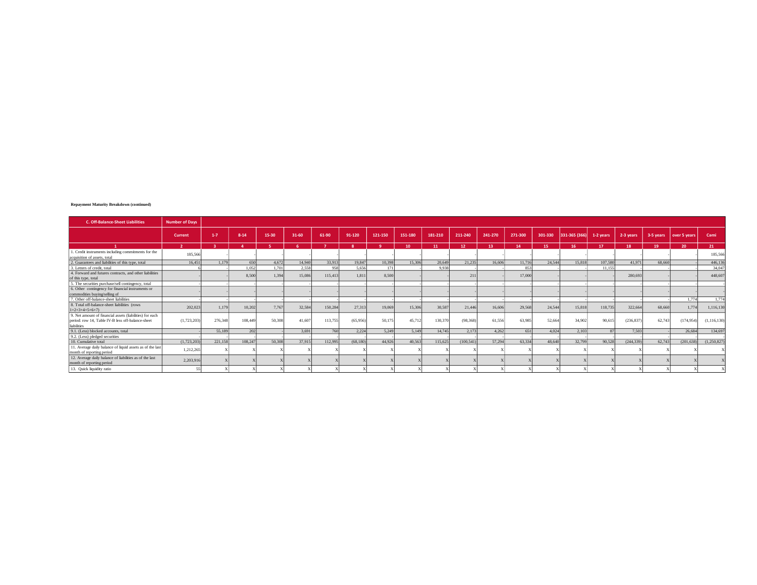**Repayment Maturity Breakdown (continued)**

| C. Off-Balance-Sheet Liabilities | Number of Days | | | | | | | | | | | | | | | | | | | |
|---|---|---|---|---|---|---|---|---|---|---|---|---|---|---|---|---|---|---|---|---|
| | Current | 1-7 | 8-14 | 15-30 | 31-60 | 61-90 | 91-120 | 121-150 | 151-180 | 181-210 | 211-240 | 241-270 | 271-300 | 301-330 | 331-365 (366) | 1-2 years | 2-3 years | 3-5 years | over 5 years | Cami |
| 1 | 2 | 3 | 4 | 5 | 6 | 7 | 8 | 9 | 10 | 11 | 12 | 13 | 14 | 15 | 16 | 17 | 18 | 19 | 20 | 21 |
| 1. Credit instruments including commitments for the acquisition of assets, total | 185,566 | - | - | - | - | | | | | | | | | | | | | | | 185,566 |
| 2. Guarantees and liabilities of this type, total | 16,451 | 1,179 | 650 | 4,672 | 14,940 | 33,913 | 19,847 | 10,398 | 15,306 | 20,649 | 21,235 | 16,606 | 11,716 | 24,544 | 15,818 | 107,580 | 41,971 | 68,660 | - | 446,136 |
| 3. Letters of credit, total | 6 | - | 1,052 | 1,701 | 2,558 | 958 | 5,656 | 171 | - | 9,938 | - | - | 853 | - | - | 11,155 | - | - | - | 34,047 |
| 4. Forward and futures contracts, and other liabilities of this type, total | - | - | 8,500 | 1,394 | 15,086 | 115,413 | 1,811 | 8,500 | - | - | 211 | - | 17,000 | - | - | - | 280,693 | - | - | 448,607 |
| 5. The securities purchase/sell contingency, total | - | - | - | - | - | - | - | - | - | - | - | - | - | - | - | - | - | - | - | - |
| 6. Other contingency for financial instruments or commodities buying/selling of | - | - | - | - | - | - | - | - | - | - | - | - | - | - | - | - | - | - | - | - |
| 7. Other off-balance-sheet liabilities | - | - | - | - | - | - | - | - | - | - | - | - | - | - | - | - | - | - | 1,774 | 1,774 |
| 8. Total off-balance-sheet liabilities (rows 1+2+3+4+5+6+7) | 202,023 | 1,179 | 10,202 | 7,767 | 32,584 | 150,284 | 27,313 | 19,069 | 15,306 | 30,587 | 21,446 | 16,606 | 29,568 | 24,544 | 15,818 | 118,735 | 322,664 | 68,660 | 1,774 | 1,116,130 |
| 9. Net amount of financial assets (liabilities) for each period: row 14, Table IV-B less off-balance-sheet liabilities | (1,723,203) | 276,348 | 108,449 | 50,308 | 41,607 | 113,755 | (65,956) | 50,175 | 45,712 | 130,370 | (98,368) | 61,556 | 63,985 | 52,664 | 34,902 | 90,615 | (236,837) | 62,743 | (174,954) | (1,116,130) |
| 9.1. (Less) blocked accounts, total | - | 55,189 | 202 | - | 3,691 | 760 | 2,224 | 5,249 | 5,149 | 14,745 | 2,173 | 4,262 | 651 | 4,024 | 2,103 | 87 | 7,503 | - | 26,684 | 134,697 |
| 9.2. (Less) pledged securities | - | - | - | - | - | - | - | - | - | - | - | - | - | - | - | - | - | - | - | - |
| 10. Cumulative total | (1,723,203) | 221,158 | 108,247 | 50,308 | 37,915 | 112,995 | (68,180) | 44,926 | 40,563 | 115,625 | (100,541) | 57,294 | 63,334 | 48,640 | 32,799 | 90,528 | (244,339) | 62,743 | (201,638) | (1,250,827) |
| 11. Average daily balance of liquid assets as of the last month of reporting period | 1,212,265 | X | X | X | X | X | X | X | X | X | X | X | X | X | X | X | X | X | X | X |
| 12. Average daily balance of liabilities as of the last month of reporting period | 2,203,916 | X | X | X | X | X | X | X | X | X | X | X | X | X | X | X | X | X | X | X |
| 13. Quick liquidity ratio | 55 | X | X | X | X | X | X | X | X | X | X | X | X | X | X | X | X | X | X | X |